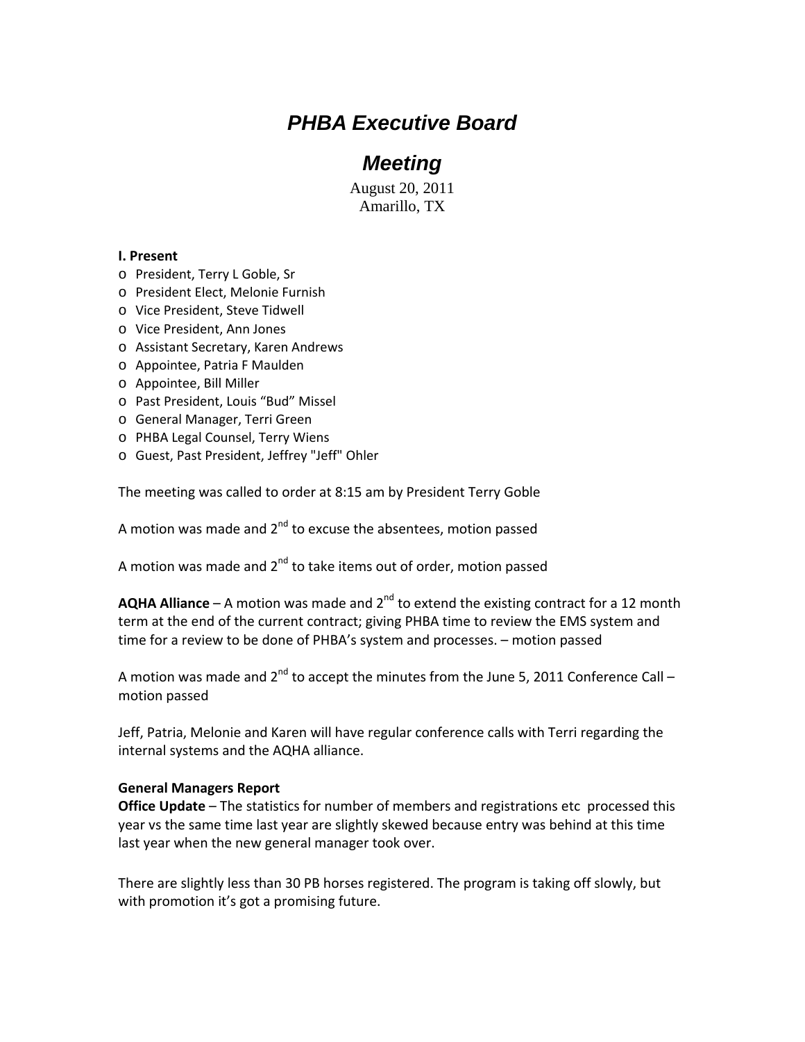# *PHBA Executive Board*

# *Meeting*

August 20, 2011
Amarillo, TX

**I. Present**

- President, Terry L Goble, Sr
- President Elect, Melonie Furnish
- Vice President, Steve Tidwell
- Vice President, Ann Jones
- Assistant Secretary, Karen Andrews
- Appointee, Patria F Maulden
- Appointee, Bill Miller
- Past President, Louis "Bud" Missel
- General Manager, Terri Green
- PHBA Legal Counsel, Terry Wiens
- Guest, Past President, Jeffrey "Jeff" Ohler

The meeting was called to order at 8:15 am by President Terry Goble

A motion was made and 2nd to excuse the absentees, motion passed

A motion was made and 2nd to take items out of order, motion passed

**AQHA Alliance** – A motion was made and 2nd to extend the existing contract for a 12 month term at the end of the current contract; giving PHBA time to review the EMS system and time for a review to be done of PHBA's system and processes. – motion passed

A motion was made and 2nd to accept the minutes from the June 5, 2011 Conference Call – motion passed

Jeff, Patria, Melonie and Karen will have regular conference calls with Terri regarding the internal systems and the AQHA alliance.

**General Managers Report**
**Office Update** – The statistics for number of members and registrations etc processed this year vs the same time last year are slightly skewed because entry was behind at this time last year when the new general manager took over.

There are slightly less than 30 PB horses registered. The program is taking off slowly, but with promotion it's got a promising future.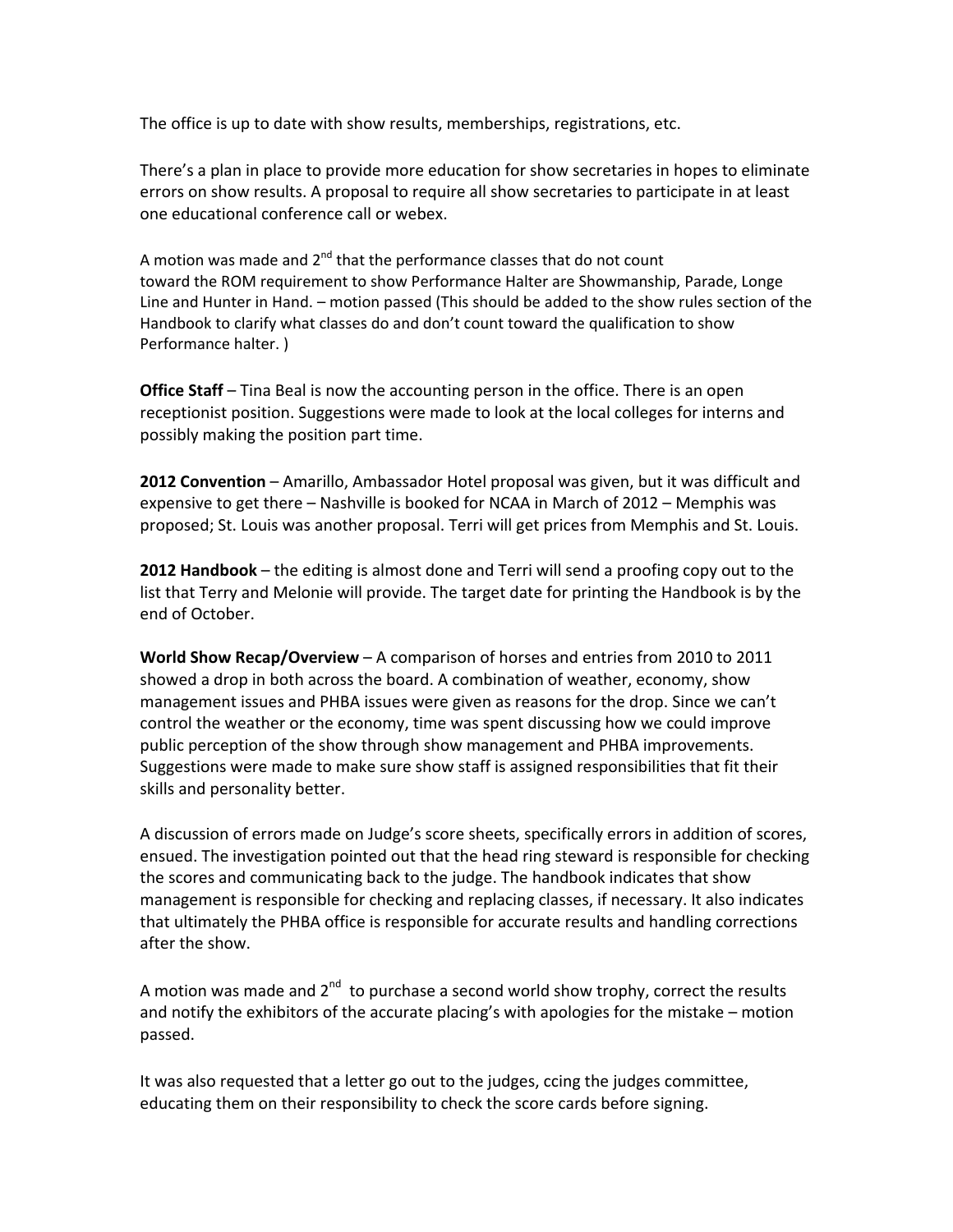The office is up to date with show results, memberships, registrations, etc.

There's a plan in place to provide more education for show secretaries in hopes to eliminate errors on show results. A proposal to require all show secretaries to participate in at least one educational conference call or webex.

A motion was made and 2nd that the performance classes that do not count toward the ROM requirement to show Performance Halter are Showmanship, Parade, Longe Line and Hunter in Hand. – motion passed (This should be added to the show rules section of the Handbook to clarify what classes do and don't count toward the qualification to show Performance halter. )

**Office Staff** – Tina Beal is now the accounting person in the office. There is an open receptionist position. Suggestions were made to look at the local colleges for interns and possibly making the position part time.

**2012 Convention** – Amarillo, Ambassador Hotel proposal was given, but it was difficult and expensive to get there – Nashville is booked for NCAA in March of 2012 – Memphis was proposed; St. Louis was another proposal. Terri will get prices from Memphis and St. Louis.

**2012 Handbook** – the editing is almost done and Terri will send a proofing copy out to the list that Terry and Melonie will provide. The target date for printing the Handbook is by the end of October.

**World Show Recap/Overview** – A comparison of horses and entries from 2010 to 2011 showed a drop in both across the board. A combination of weather, economy, show management issues and PHBA issues were given as reasons for the drop. Since we can't control the weather or the economy, time was spent discussing how we could improve public perception of the show through show management and PHBA improvements. Suggestions were made to make sure show staff is assigned responsibilities that fit their skills and personality better.

A discussion of errors made on Judge's score sheets, specifically errors in addition of scores, ensued. The investigation pointed out that the head ring steward is responsible for checking the scores and communicating back to the judge. The handbook indicates that show management is responsible for checking and replacing classes, if necessary. It also indicates that ultimately the PHBA office is responsible for accurate results and handling corrections after the show.

A motion was made and 2nd to purchase a second world show trophy, correct the results and notify the exhibitors of the accurate placing's with apologies for the mistake – motion passed.

It was also requested that a letter go out to the judges, ccing the judges committee, educating them on their responsibility to check the score cards before signing.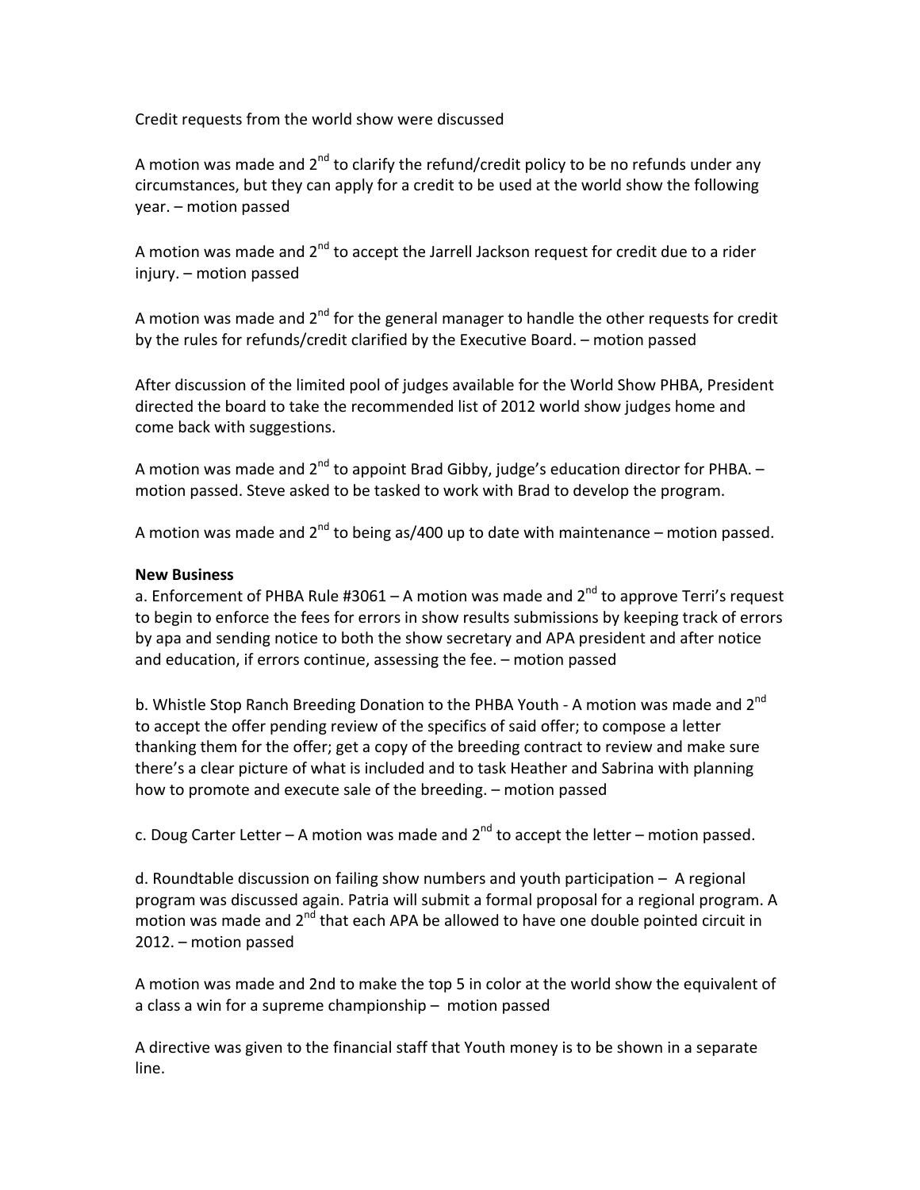Credit requests from the world show were discussed

A motion was made and 2nd to clarify the refund/credit policy to be no refunds under any circumstances, but they can apply for a credit to be used at the world show the following year. – motion passed

A motion was made and 2nd to accept the Jarrell Jackson request for credit due to a rider injury. – motion passed

A motion was made and 2nd for the general manager to handle the other requests for credit by the rules for refunds/credit clarified by the Executive Board. – motion passed

After discussion of the limited pool of judges available for the World Show PHBA, President directed the board to take the recommended list of 2012 world show judges home and come back with suggestions.

A motion was made and 2nd to appoint Brad Gibby, judge's education director for PHBA. – motion passed. Steve asked to be tasked to work with Brad to develop the program.

A motion was made and 2nd to being as/400 up to date with maintenance – motion passed.

**New Business**

a. Enforcement of PHBA Rule #3061 – A motion was made and 2nd to approve Terri's request to begin to enforce the fees for errors in show results submissions by keeping track of errors by apa and sending notice to both the show secretary and APA president and after notice and education, if errors continue, assessing the fee. – motion passed

b. Whistle Stop Ranch Breeding Donation to the PHBA Youth - A motion was made and 2nd to accept the offer pending review of the specifics of said offer; to compose a letter thanking them for the offer; get a copy of the breeding contract to review and make sure there's a clear picture of what is included and to task Heather and Sabrina with planning how to promote and execute sale of the breeding. – motion passed

c. Doug Carter Letter – A motion was made and 2nd to accept the letter – motion passed.

d. Roundtable discussion on failing show numbers and youth participation – A regional program was discussed again. Patria will submit a formal proposal for a regional program. A motion was made and 2nd that each APA be allowed to have one double pointed circuit in 2012. – motion passed

A motion was made and 2nd to make the top 5 in color at the world show the equivalent of a class a win for a supreme championship – motion passed

A directive was given to the financial staff that Youth money is to be shown in a separate line.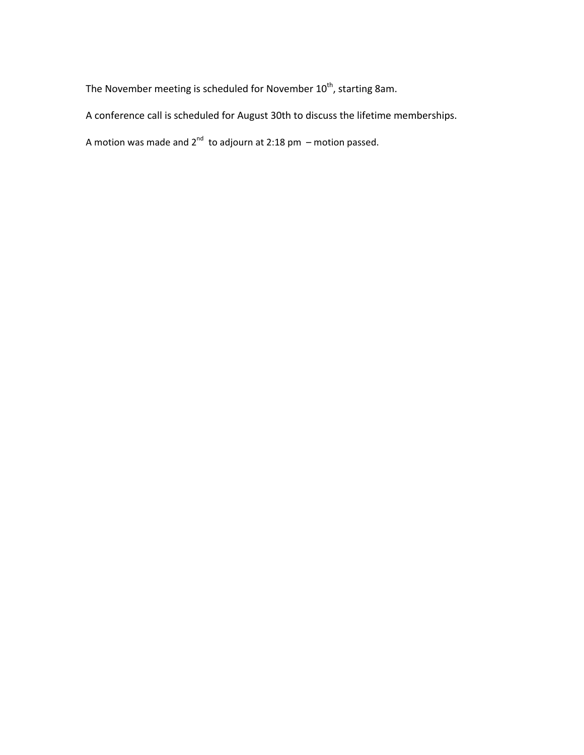The November meeting is scheduled for November 10th, starting 8am.

A conference call is scheduled for August 30th to discuss the lifetime memberships.

A motion was made and 2nd to adjourn at 2:18 pm – motion passed.